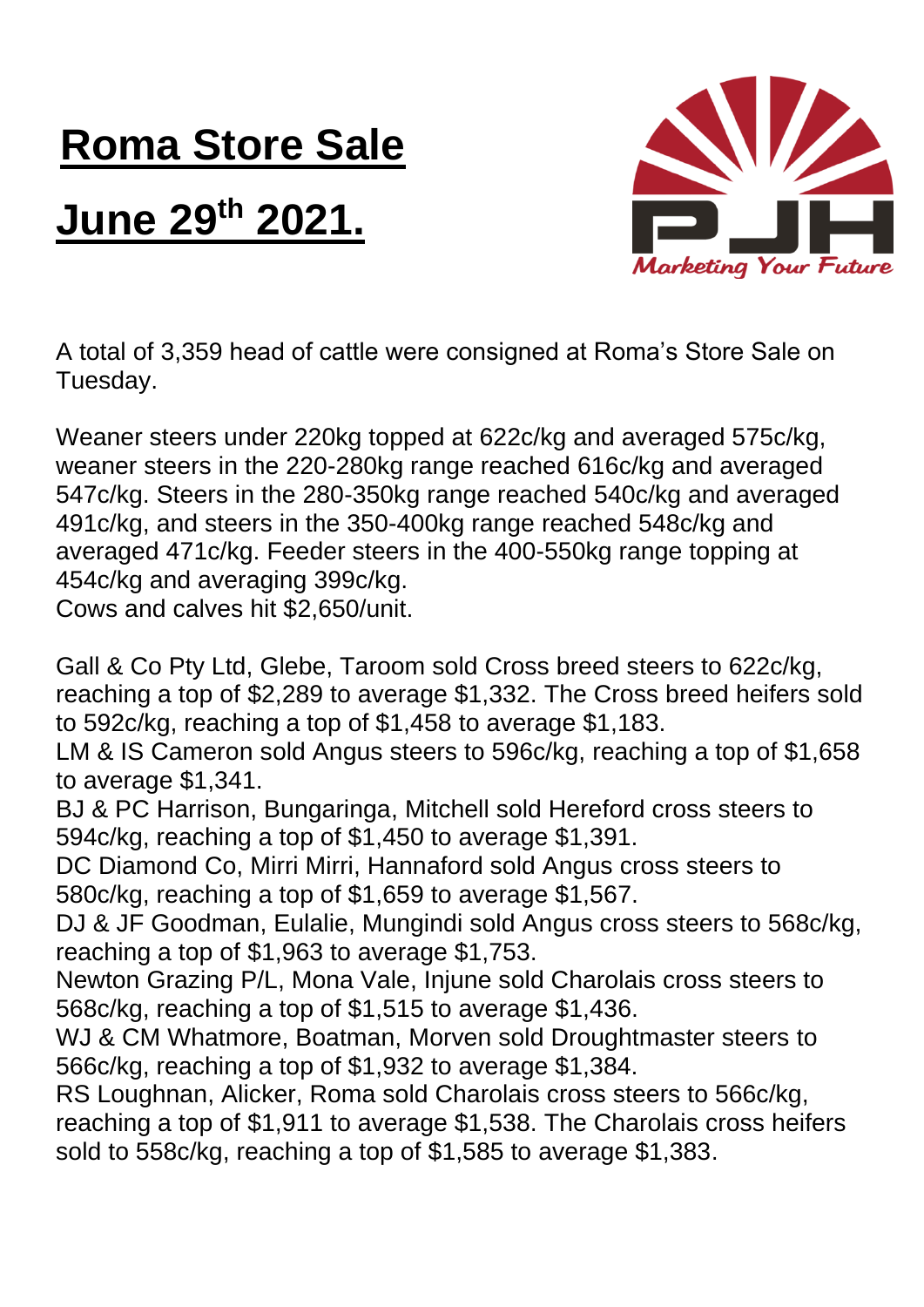# Roma Store Sale

# June 29th 2021.

A total of 3,359 head of cattle were consigned at Roma's Store Sale on Tuesday.

Weaner steers under 220kg topped at 622c/kg and averaged 575c/kg, weaner steers in the 220-280kg range reached 616c/kg and averaged 547c/kg. Steers in the 280-350kg range reached 540c/kg and averaged 491c/kg, and steers in the 350-400kg range reached 548c/kg and averaged 471c/kg. Feeder steers in the 400-550kg range topping at 454c/kg and averaging 399c/kg.
Cows and calves hit $2,650/unit.

Gall & Co Pty Ltd, Glebe, Taroom sold Cross breed steers to 622c/kg, reaching a top of $2,289 to average $1,332. The Cross breed heifers sold to 592c/kg, reaching a top of $1,458 to average $1,183.
LM & IS Cameron sold Angus steers to 596c/kg, reaching a top of $1,658 to average $1,341.
BJ & PC Harrison, Bungaringa, Mitchell sold Hereford cross steers to 594c/kg, reaching a top of $1,450 to average $1,391.
DC Diamond Co, Mirri Mirri, Hannaford sold Angus cross steers to 580c/kg, reaching a top of $1,659 to average $1,567.
DJ & JF Goodman, Eulalie, Mungindi sold Angus cross steers to 568c/kg, reaching a top of $1,963 to average $1,753.
Newton Grazing P/L, Mona Vale, Injune sold Charolais cross steers to 568c/kg, reaching a top of $1,515 to average $1,436.
WJ & CM Whatmore, Boatman, Morven sold Droughtmaster steers to 566c/kg, reaching a top of $1,932 to average $1,384.
RS Loughnan, Alicker, Roma sold Charolais cross steers to 566c/kg, reaching a top of $1,911 to average $1,538. The Charolais cross heifers sold to 558c/kg, reaching a top of $1,585 to average $1,383.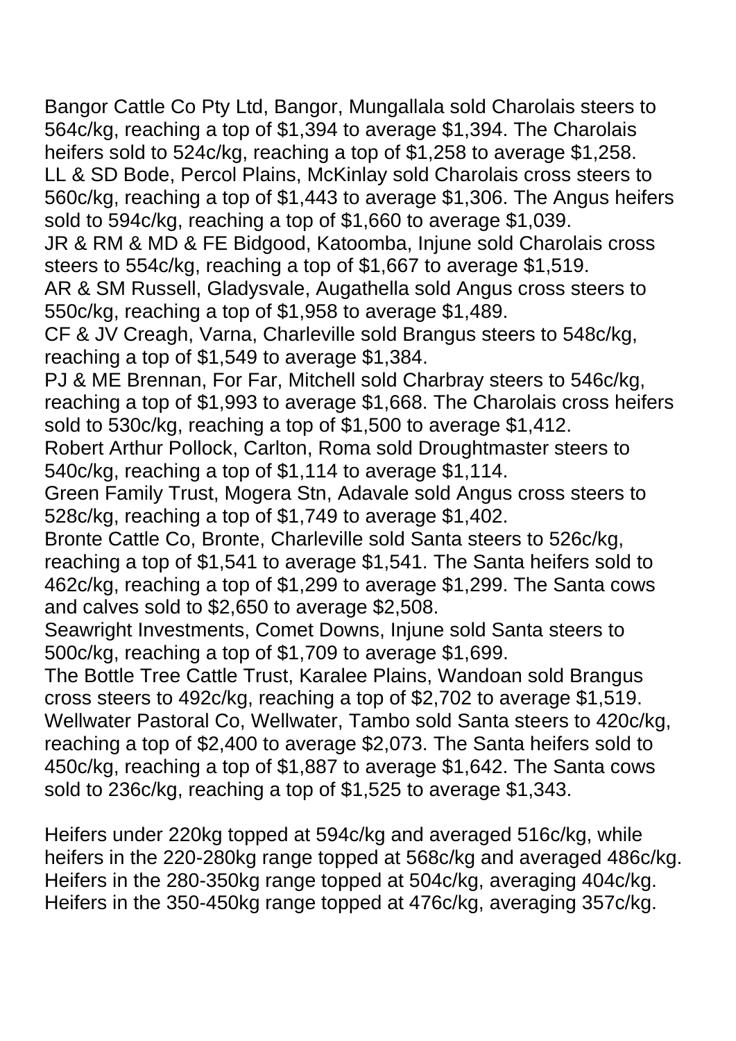Bangor Cattle Co Pty Ltd, Bangor, Mungallala sold Charolais steers to 564c/kg, reaching a top of $1,394 to average $1,394. The Charolais heifers sold to 524c/kg, reaching a top of $1,258 to average $1,258.
LL & SD Bode, Percol Plains, McKinlay sold Charolais cross steers to 560c/kg, reaching a top of $1,443 to average $1,306. The Angus heifers sold to 594c/kg, reaching a top of $1,660 to average $1,039.
JR & RM & MD & FE Bidgood, Katoomba, Injune sold Charolais cross steers to 554c/kg, reaching a top of $1,667 to average $1,519.
AR & SM Russell, Gladysvale, Augathella sold Angus cross steers to 550c/kg, reaching a top of $1,958 to average $1,489.
CF & JV Creagh, Varna, Charleville sold Brangus steers to 548c/kg, reaching a top of $1,549 to average $1,384.
PJ & ME Brennan, For Far, Mitchell sold Charbray steers to 546c/kg, reaching a top of $1,993 to average $1,668. The Charolais cross heifers sold to 530c/kg, reaching a top of $1,500 to average $1,412.
Robert Arthur Pollock, Carlton, Roma sold Droughtmaster steers to 540c/kg, reaching a top of $1,114 to average $1,114.
Green Family Trust, Mogera Stn, Adavale sold Angus cross steers to 528c/kg, reaching a top of $1,749 to average $1,402.
Bronte Cattle Co, Bronte, Charleville sold Santa steers to 526c/kg, reaching a top of $1,541 to average $1,541. The Santa heifers sold to 462c/kg, reaching a top of $1,299 to average $1,299. The Santa cows and calves sold to $2,650 to average $2,508.
Seawright Investments, Comet Downs, Injune sold Santa steers to 500c/kg, reaching a top of $1,709 to average $1,699.
The Bottle Tree Cattle Trust, Karalee Plains, Wandoan sold Brangus cross steers to 492c/kg, reaching a top of $2,702 to average $1,519.
Wellwater Pastoral Co, Wellwater, Tambo sold Santa steers to 420c/kg, reaching a top of $2,400 to average $2,073. The Santa heifers sold to 450c/kg, reaching a top of $1,887 to average $1,642. The Santa cows sold to 236c/kg, reaching a top of $1,525 to average $1,343.

Heifers under 220kg topped at 594c/kg and averaged 516c/kg, while heifers in the 220-280kg range topped at 568c/kg and averaged 486c/kg. Heifers in the 280-350kg range topped at 504c/kg, averaging 404c/kg. Heifers in the 350-450kg range topped at 476c/kg, averaging 357c/kg.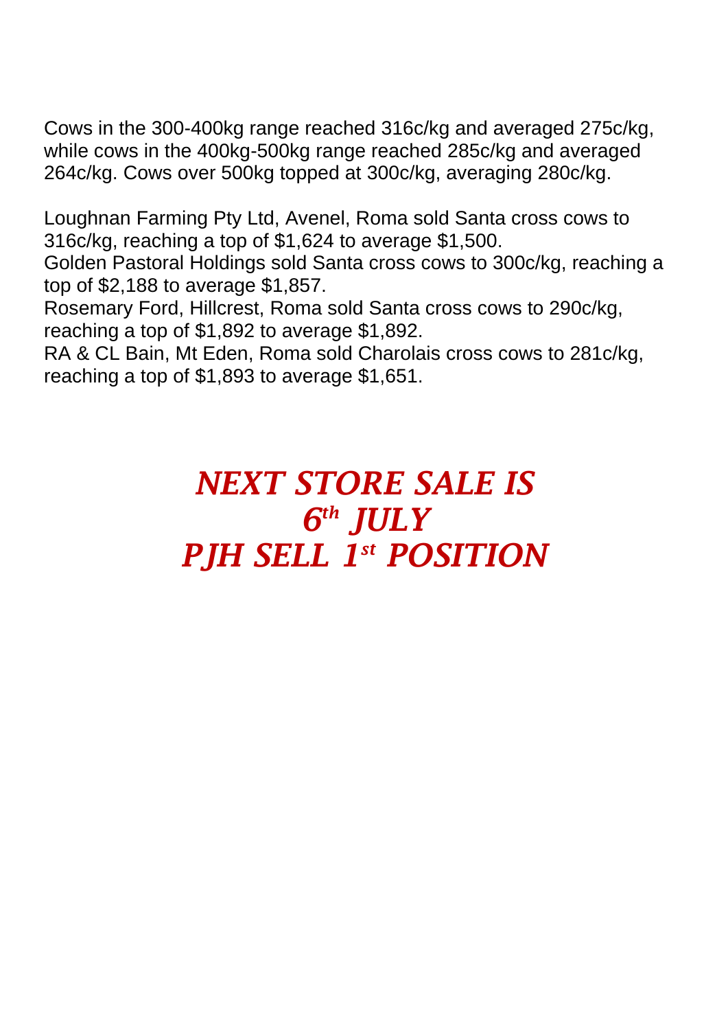Cows in the 300-400kg range reached 316c/kg and averaged 275c/kg, while cows in the 400kg-500kg range reached 285c/kg and averaged 264c/kg. Cows over 500kg topped at 300c/kg, averaging 280c/kg.

Loughnan Farming Pty Ltd, Avenel, Roma sold Santa cross cows to 316c/kg, reaching a top of $1,624 to average $1,500.
Golden Pastoral Holdings sold Santa cross cows to 300c/kg, reaching a top of $2,188 to average $1,857.
Rosemary Ford, Hillcrest, Roma sold Santa cross cows to 290c/kg, reaching a top of $1,892 to average $1,892.
RA & CL Bain, Mt Eden, Roma sold Charolais cross cows to 281c/kg, reaching a top of $1,893 to average $1,651.

***NEXT STORE SALE IS***
***6th JULY***
***PJH SELL 1st POSITION***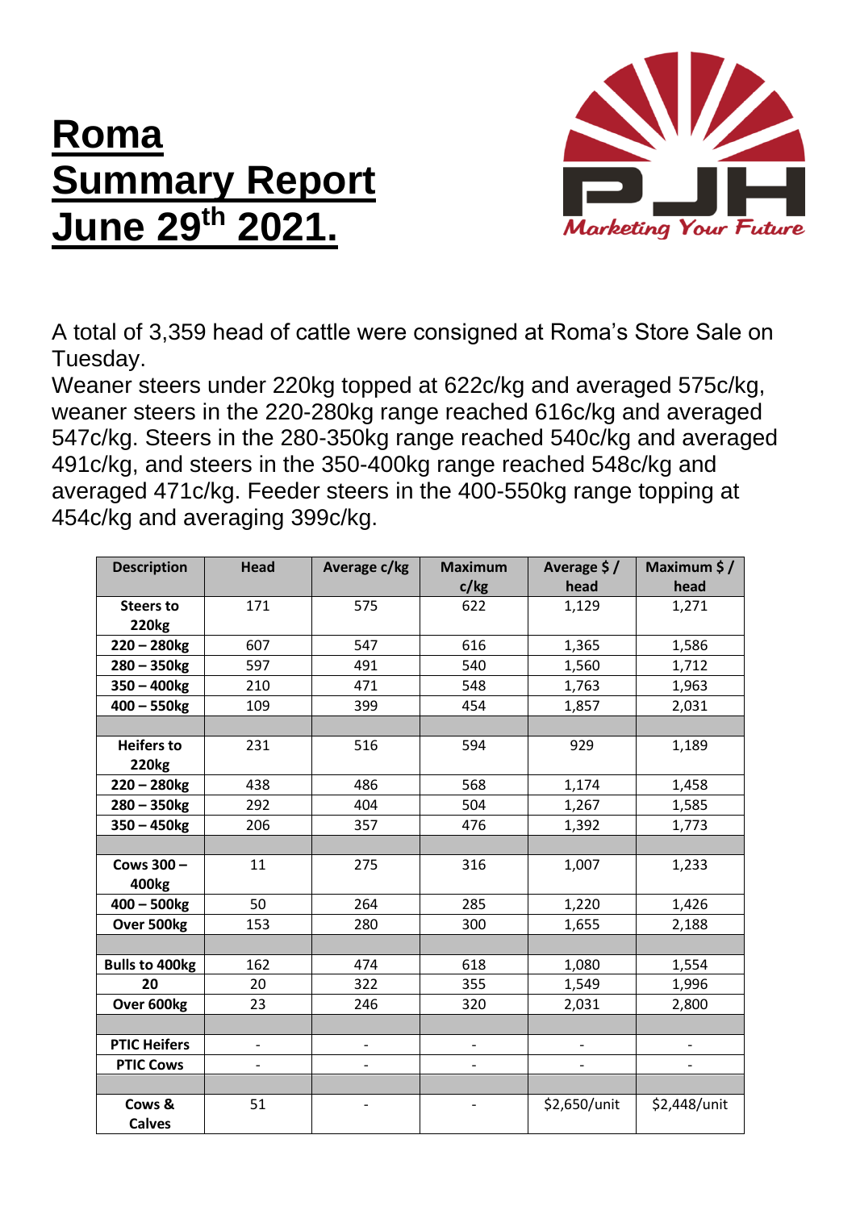# Roma Summary Report June 29th 2021.

A total of 3,359 head of cattle were consigned at Roma's Store Sale on Tuesday.

Weaner steers under 220kg topped at 622c/kg and averaged 575c/kg, weaner steers in the 220-280kg range reached 616c/kg and averaged 547c/kg. Steers in the 280-350kg range reached 540c/kg and averaged 491c/kg, and steers in the 350-400kg range reached 548c/kg and averaged 471c/kg. Feeder steers in the 400-550kg range topping at 454c/kg and averaging 399c/kg.

| Description | Head | Average c/kg | Maximum c/kg | Average $ / head | Maximum $ / head |
|---|---|---|---|---|---|
| Steers to 220kg | 171 | 575 | 622 | 1,129 | 1,271 |
| 220 – 280kg | 607 | 547 | 616 | 1,365 | 1,586 |
| 280 – 350kg | 597 | 491 | 540 | 1,560 | 1,712 |
| 350 – 400kg | 210 | 471 | 548 | 1,763 | 1,963 |
| 400 – 550kg | 109 | 399 | 454 | 1,857 | 2,031 |
| | | | | | |
| Heifers to 220kg | 231 | 516 | 594 | 929 | 1,189 |
| 220 – 280kg | 438 | 486 | 568 | 1,174 | 1,458 |
| 280 – 350kg | 292 | 404 | 504 | 1,267 | 1,585 |
| 350 – 450kg | 206 | 357 | 476 | 1,392 | 1,773 |
| | | | | | |
| Cows 300 – 400kg | 11 | 275 | 316 | 1,007 | 1,233 |
| 400 – 500kg | 50 | 264 | 285 | 1,220 | 1,426 |
| Over 500kg | 153 | 280 | 300 | 1,655 | 2,188 |
| | | | | | |
| Bulls to 400kg | 162 | 474 | 618 | 1,080 | 1,554 |
| 20 | 20 | 322 | 355 | 1,549 | 1,996 |
| Over 600kg | 23 | 246 | 320 | 2,031 | 2,800 |
| | | | | | |
| PTIC Heifers | - | - | - | - | - |
| PTIC Cows | - | - | - | - | - |
| | | | | | |
| Cows & Calves | 51 | - | - | $2,650/unit | $2,448/unit |